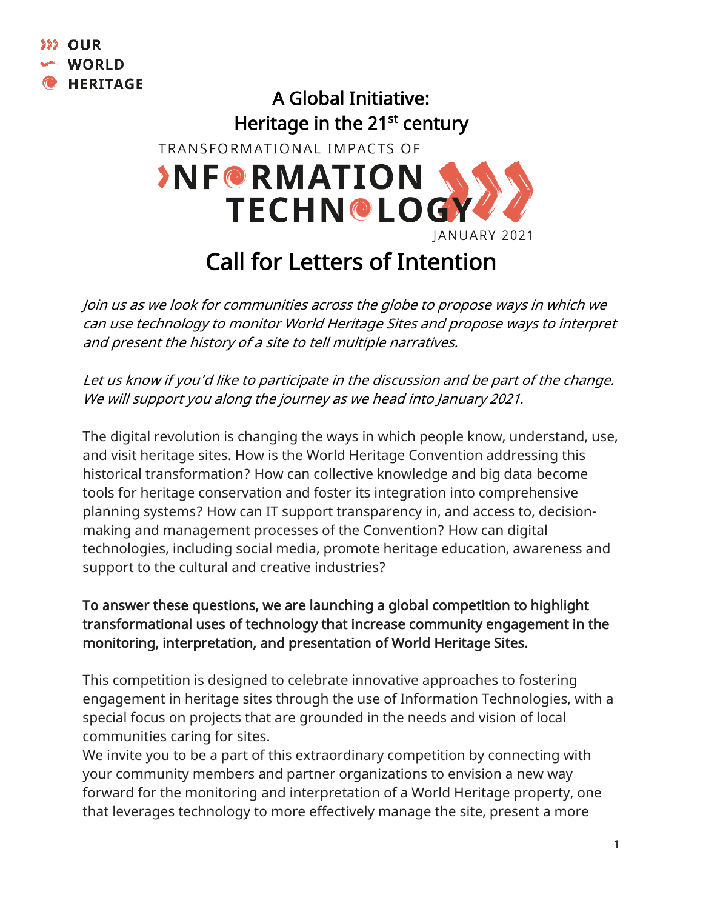OUR WORLD HERITAGE

# A Global Initiative: Heritage in the 21st century

TRANSFORMATIONAL IMPACTS OF

INFORMATION TECHNOLOGY

JANUARY 2021

# Call for Letters of Intention

*Join us as we look for communities across the globe to propose ways in which we can use technology to monitor World Heritage Sites and propose ways to interpret and present the history of a site to tell multiple narratives.*

*Let us know if you'd like to participate in the discussion and be part of the change. We will support you along the journey as we head into January 2021.*

The digital revolution is changing the ways in which people know, understand, use, and visit heritage sites. How is the World Heritage Convention addressing this historical transformation? How can collective knowledge and big data become tools for heritage conservation and foster its integration into comprehensive planning systems? How can IT support transparency in, and access to, decision-making and management processes of the Convention? How can digital technologies, including social media, promote heritage education, awareness and support to the cultural and creative industries?

**To answer these questions, we are launching a global competition to highlight transformational uses of technology that increase community engagement in the monitoring, interpretation, and presentation of World Heritage Sites.**

This competition is designed to celebrate innovative approaches to fostering engagement in heritage sites through the use of Information Technologies, with a special focus on projects that are grounded in the needs and vision of local communities caring for sites.

We invite you to be a part of this extraordinary competition by connecting with your community members and partner organizations to envision a new way forward for the monitoring and interpretation of a World Heritage property, one that leverages technology to more effectively manage the site, present a more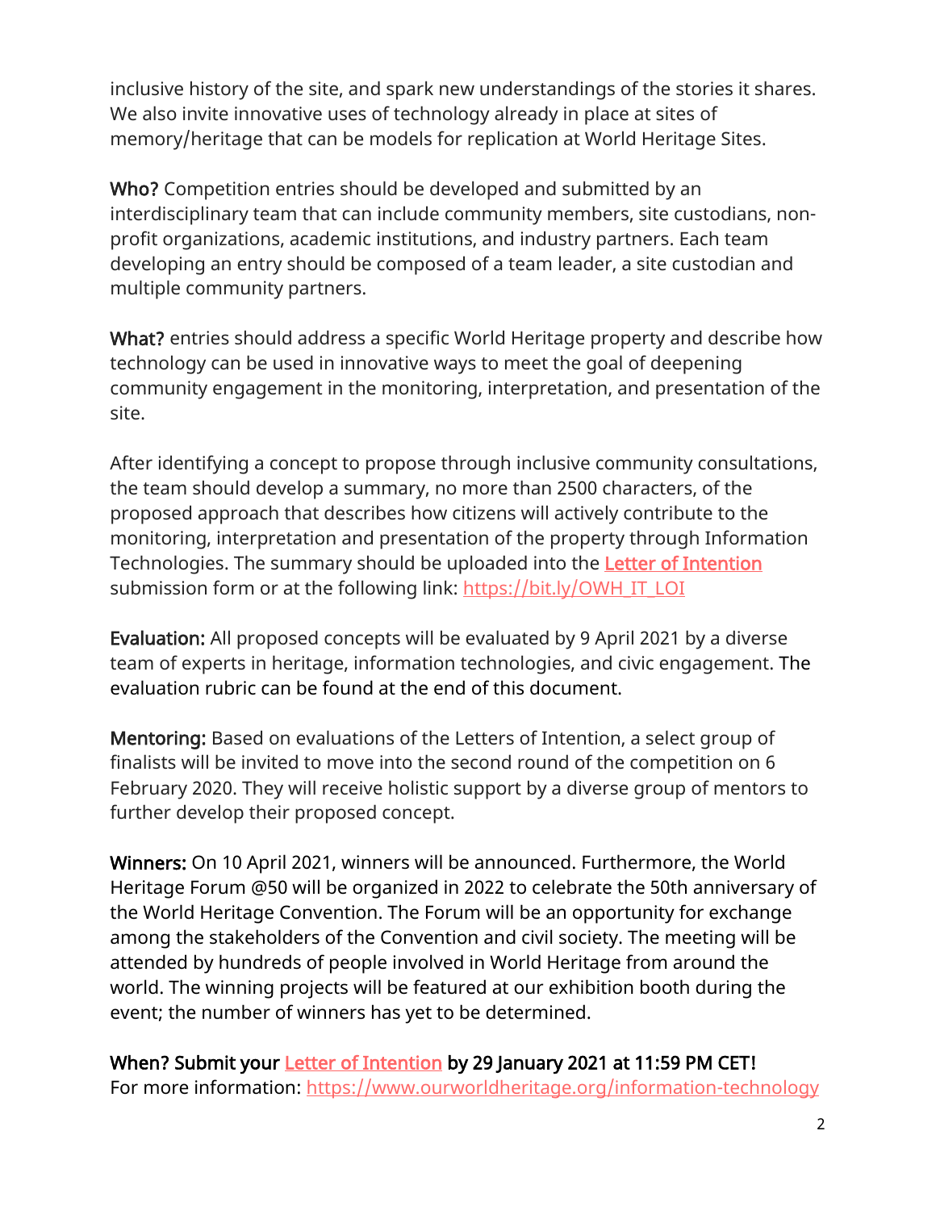inclusive history of the site, and spark new understandings of the stories it shares. We also invite innovative uses of technology already in place at sites of memory/heritage that can be models for replication at World Heritage Sites.

**Who?** Competition entries should be developed and submitted by an interdisciplinary team that can include community members, site custodians, non-profit organizations, academic institutions, and industry partners. Each team developing an entry should be composed of a team leader, a site custodian and multiple community partners.

**What?** entries should address a specific World Heritage property and describe how technology can be used in innovative ways to meet the goal of deepening community engagement in the monitoring, interpretation, and presentation of the site.

After identifying a concept to propose through inclusive community consultations, the team should develop a summary, no more than 2500 characters, of the proposed approach that describes how citizens will actively contribute to the monitoring, interpretation and presentation of the property through Information Technologies. The summary should be uploaded into the **Letter of Intention** submission form or at the following link: https://bit.ly/OWH_IT_LOI

**Evaluation:** All proposed concepts will be evaluated by 9 April 2021 by a diverse team of experts in heritage, information technologies, and civic engagement. The evaluation rubric can be found at the end of this document.

**Mentoring:** Based on evaluations of the Letters of Intention, a select group of finalists will be invited to move into the second round of the competition on 6 February 2020. They will receive holistic support by a diverse group of mentors to further develop their proposed concept.

**Winners:** On 10 April 2021, winners will be announced. Furthermore, the World Heritage Forum @50 will be organized in 2022 to celebrate the 50th anniversary of the World Heritage Convention. The Forum will be an opportunity for exchange among the stakeholders of the Convention and civil society. The meeting will be attended by hundreds of people involved in World Heritage from around the world. The winning projects will be featured at our exhibition booth during the event; the number of winners has yet to be determined.

**When? Submit your Letter of Intention by 29 January 2021 at 11:59 PM CET!**
For more information: https://www.ourworldheritage.org/information-technology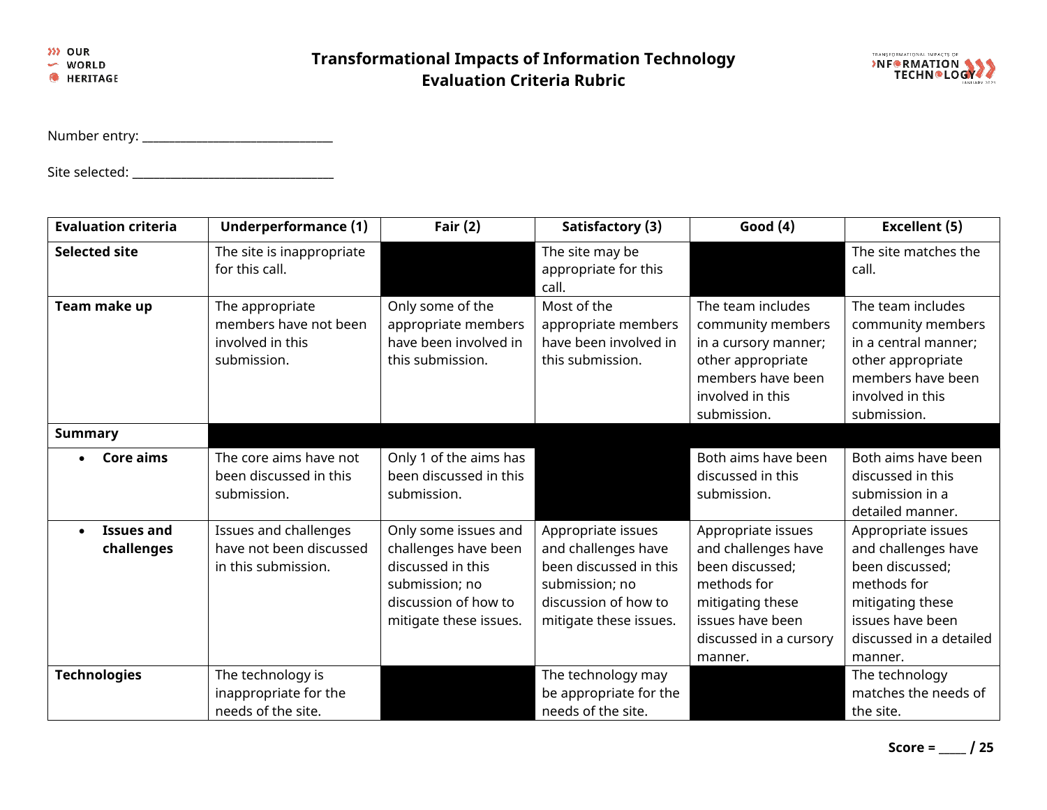# Transformational Impacts of Information Technology
## Evaluation Criteria Rubric

Number entry: ______________________________

Site selected: ________________________________

| Evaluation criteria | Underperformance (1) | Fair (2) | Satisfactory (3) | Good (4) | Excellent (5) |
|---|---|---|---|---|---|
| **Selected site** | The site is inappropriate for this call. | | The site may be appropriate for this call. | | The site matches the call. |
| **Team make up** | The appropriate members have not been involved in this submission. | Only some of the appropriate members have been involved in this submission. | Most of the appropriate members have been involved in this submission. | The team includes community members in a cursory manner; other appropriate members have been involved in this submission. | The team includes community members in a central manner; other appropriate members have been involved in this submission. |
| **Summary** | | | | | |
| • **Core aims** | The core aims have not been discussed in this submission. | Only 1 of the aims has been discussed in this submission. | | Both aims have been discussed in this submission. | Both aims have been discussed in this submission in a detailed manner. |
| • **Issues and challenges** | Issues and challenges have not been discussed in this submission. | Only some issues and challenges have been discussed in this submission; no discussion of how to mitigate these issues. | Appropriate issues and challenges have been discussed in this submission; no discussion of how to mitigate these issues. | Appropriate issues and challenges have been discussed; methods for mitigating these issues have been discussed in a cursory manner. | Appropriate issues and challenges have been discussed; methods for mitigating these issues have been discussed in a detailed manner. |
| **Technologies** | The technology is inappropriate for the needs of the site. | | The technology may be appropriate for the needs of the site. | | The technology matches the needs of the site. |

**Score = ____ / 25**